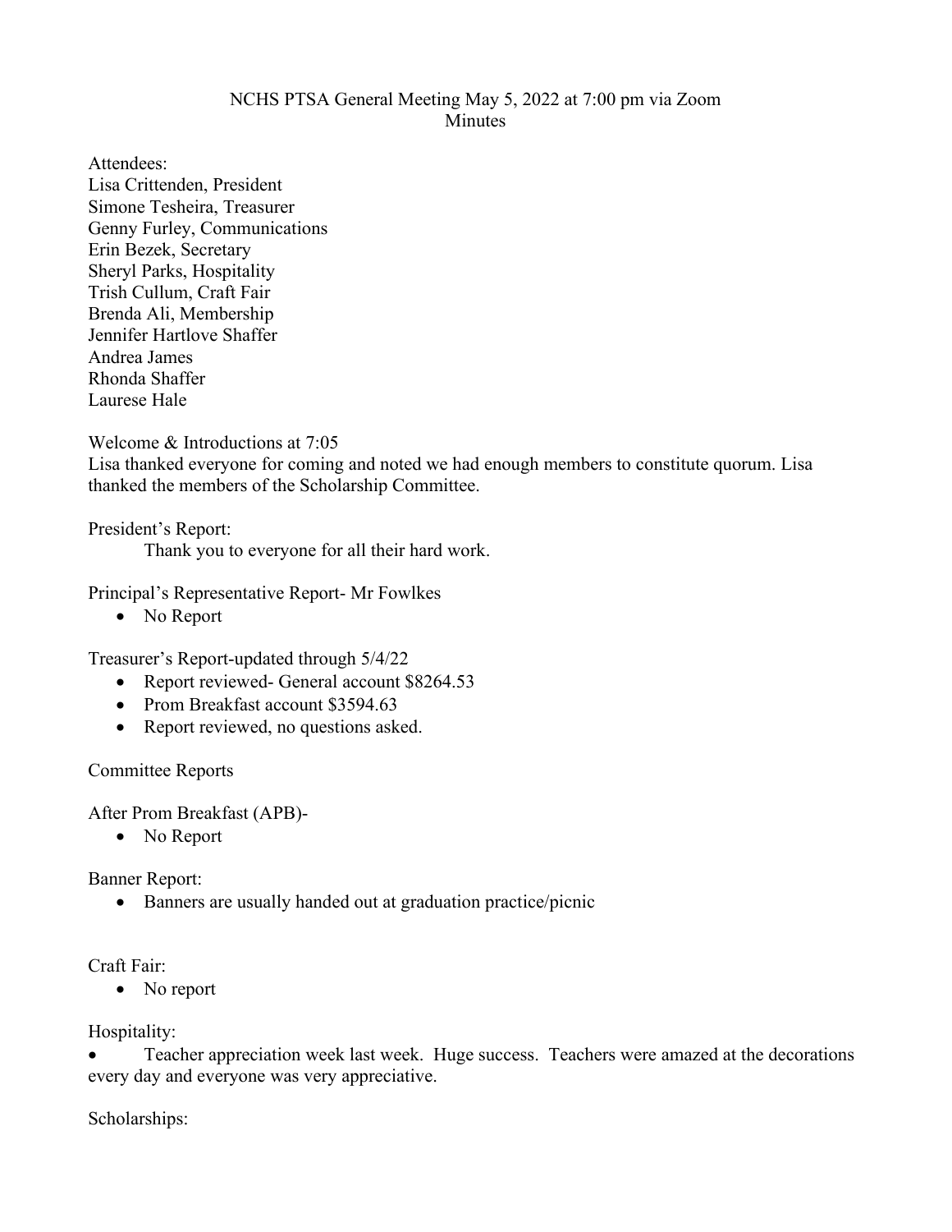NCHS PTSA General Meeting May 5, 2022 at 7:00 pm via Zoom
Minutes

Attendees:
Lisa Crittenden, President
Simone Tesheira, Treasurer
Genny Furley, Communications
Erin Bezek, Secretary
Sheryl Parks, Hospitality
Trish Cullum, Craft Fair
Brenda Ali, Membership
Jennifer Hartlove Shaffer
Andrea James
Rhonda Shaffer
Laurese Hale

Welcome & Introductions at 7:05
Lisa thanked everyone for coming and noted we had enough members to constitute quorum. Lisa thanked the members of the Scholarship Committee.

President's Report:
Thank you to everyone for all their hard work.

Principal's Representative Report- Mr Fowlkes

- No Report

Treasurer's Report-updated through 5/4/22

- Report reviewed- General account $8264.53
- Prom Breakfast account $3594.63
- Report reviewed, no questions asked.

Committee Reports

After Prom Breakfast (APB)-

- No Report

Banner Report:

- Banners are usually handed out at graduation practice/picnic

Craft Fair:

- No report

Hospitality:

- Teacher appreciation week last week. Huge success. Teachers were amazed at the decorations every day and everyone was very appreciative.

Scholarships: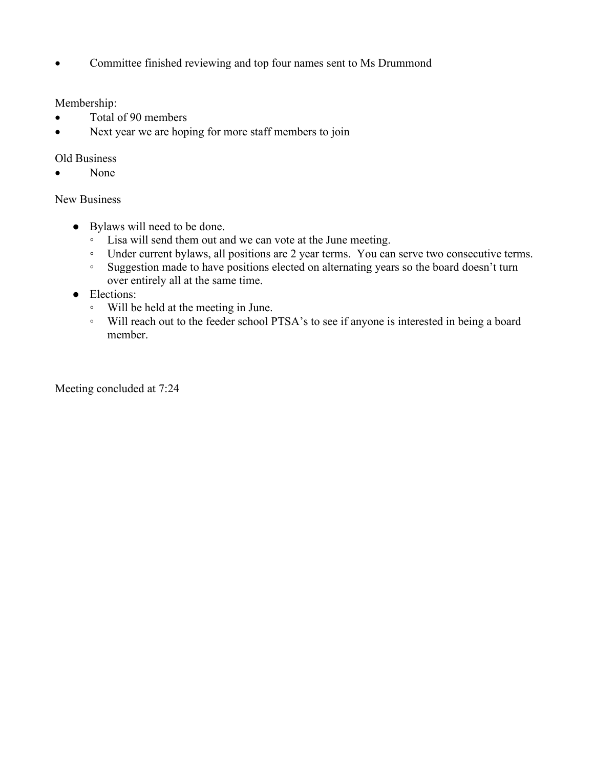- Committee finished reviewing and top four names sent to Ms Drummond

Membership:

- Total of 90 members
- Next year we are hoping for more staff members to join

Old Business

- None

New Business

- Bylaws will need to be done.
  - Lisa will send them out and we can vote at the June meeting.
  - Under current bylaws, all positions are 2 year terms. You can serve two consecutive terms.
  - Suggestion made to have positions elected on alternating years so the board doesn't turn over entirely all at the same time.
- Elections:
  - Will be held at the meeting in June.
  - Will reach out to the feeder school PTSA's to see if anyone is interested in being a board member.

Meeting concluded at 7:24